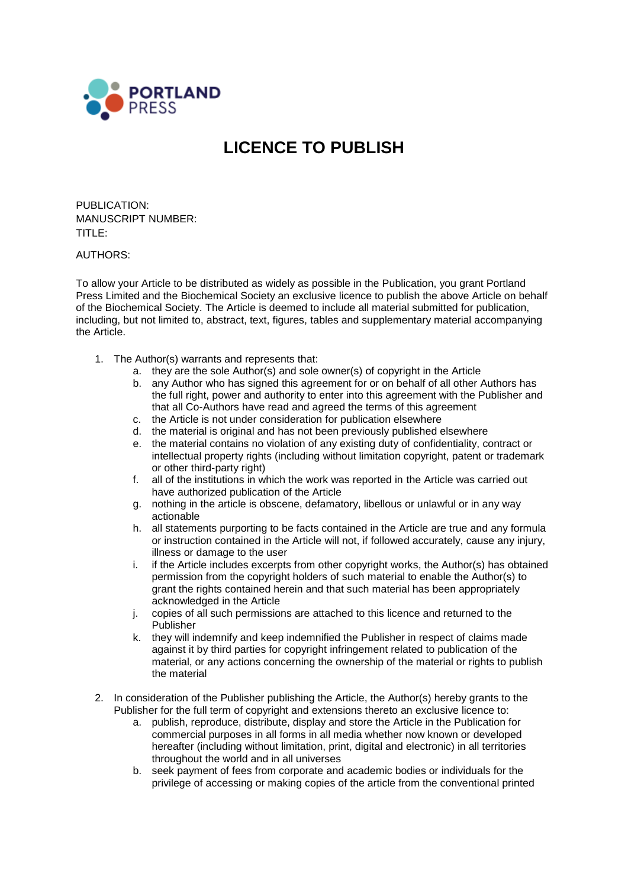PORTLAND PRESS

# LICENCE TO PUBLISH

PUBLICATION:
MANUSCRIPT NUMBER:
TITLE:

AUTHORS:

To allow your Article to be distributed as widely as possible in the Publication, you grant Portland Press Limited and the Biochemical Society an exclusive licence to publish the above Article on behalf of the Biochemical Society. The Article is deemed to include all material submitted for publication, including, but not limited to, abstract, text, figures, tables and supplementary material accompanying the Article.

1. The Author(s) warrants and represents that:
    a. they are the sole Author(s) and sole owner(s) of copyright in the Article
    b. any Author who has signed this agreement for or on behalf of all other Authors has the full right, power and authority to enter into this agreement with the Publisher and that all Co-Authors have read and agreed the terms of this agreement
    c. the Article is not under consideration for publication elsewhere
    d. the material is original and has not been previously published elsewhere
    e. the material contains no violation of any existing duty of confidentiality, contract or intellectual property rights (including without limitation copyright, patent or trademark or other third-party right)
    f. all of the institutions in which the work was reported in the Article was carried out have authorized publication of the Article
    g. nothing in the article is obscene, defamatory, libellous or unlawful or in any way actionable
    h. all statements purporting to be facts contained in the Article are true and any formula or instruction contained in the Article will not, if followed accurately, cause any injury, illness or damage to the user
    i. if the Article includes excerpts from other copyright works, the Author(s) has obtained permission from the copyright holders of such material to enable the Author(s) to grant the rights contained herein and that such material has been appropriately acknowledged in the Article
    j. copies of all such permissions are attached to this licence and returned to the Publisher
    k. they will indemnify and keep indemnified the Publisher in respect of claims made against it by third parties for copyright infringement related to publication of the material, or any actions concerning the ownership of the material or rights to publish the material

2. In consideration of the Publisher publishing the Article, the Author(s) hereby grants to the Publisher for the full term of copyright and extensions thereto an exclusive licence to:
    a. publish, reproduce, distribute, display and store the Article in the Publication for commercial purposes in all forms in all media whether now known or developed hereafter (including without limitation, print, digital and electronic) in all territories throughout the world and in all universes
    b. seek payment of fees from corporate and academic bodies or individuals for the privilege of accessing or making copies of the article from the conventional printed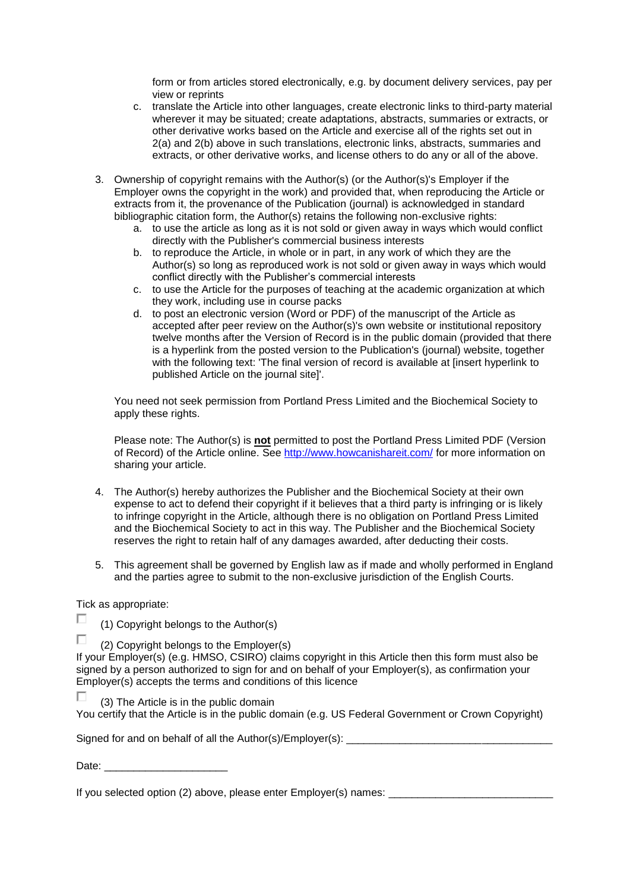form or from articles stored electronically, e.g. by document delivery services, pay per view or reprints

   c. translate the Article into other languages, create electronic links to third-party material wherever it may be situated; create adaptations, abstracts, summaries or extracts, or other derivative works based on the Article and exercise all of the rights set out in 2(a) and 2(b) above in such translations, electronic links, abstracts, summaries and extracts, or other derivative works, and license others to do any or all of the above.

3. Ownership of copyright remains with the Author(s) (or the Author(s)'s Employer if the Employer owns the copyright in the work) and provided that, when reproducing the Article or extracts from it, the provenance of the Publication (journal) is acknowledged in standard bibliographic citation form, the Author(s) retains the following non-exclusive rights:
   a. to use the article as long as it is not sold or given away in ways which would conflict directly with the Publisher's commercial business interests
   b. to reproduce the Article, in whole or in part, in any work of which they are the Author(s) so long as reproduced work is not sold or given away in ways which would conflict directly with the Publisher's commercial interests
   c. to use the Article for the purposes of teaching at the academic organization at which they work, including use in course packs
   d. to post an electronic version (Word or PDF) of the manuscript of the Article as accepted after peer review on the Author(s)'s own website or institutional repository twelve months after the Version of Record is in the public domain (provided that there is a hyperlink from the posted version to the Publication's (journal) website, together with the following text: 'The final version of record is available at [insert hyperlink to published Article on the journal site]'.

   You need not seek permission from Portland Press Limited and the Biochemical Society to apply these rights.

   Please note: The Author(s) is **not** permitted to post the Portland Press Limited PDF (Version of Record) of the Article online. See http://www.howcanishareit.com/ for more information on sharing your article.

4. The Author(s) hereby authorizes the Publisher and the Biochemical Society at their own expense to act to defend their copyright if it believes that a third party is infringing or is likely to infringe copyright in the Article, although there is no obligation on Portland Press Limited and the Biochemical Society to act in this way. The Publisher and the Biochemical Society reserves the right to retain half of any damages awarded, after deducting their costs.

5. This agreement shall be governed by English law as if made and wholly performed in England and the parties agree to submit to the non-exclusive jurisdiction of the English Courts.

Tick as appropriate:

☐ (1) Copyright belongs to the Author(s)

☐ (2) Copyright belongs to the Employer(s)

If your Employer(s) (e.g. HMSO, CSIRO) claims copyright in this Article then this form must also be signed by a person authorized to sign for and on behalf of your Employer(s), as confirmation your Employer(s) accepts the terms and conditions of this licence

☐ (3) The Article is in the public domain

You certify that the Article is in the public domain (e.g. US Federal Government or Crown Copyright)

Signed for and on behalf of all the Author(s)/Employer(s): ___________________________________

Date: ____________________

If you selected option (2) above, please enter Employer(s) names: ____________________________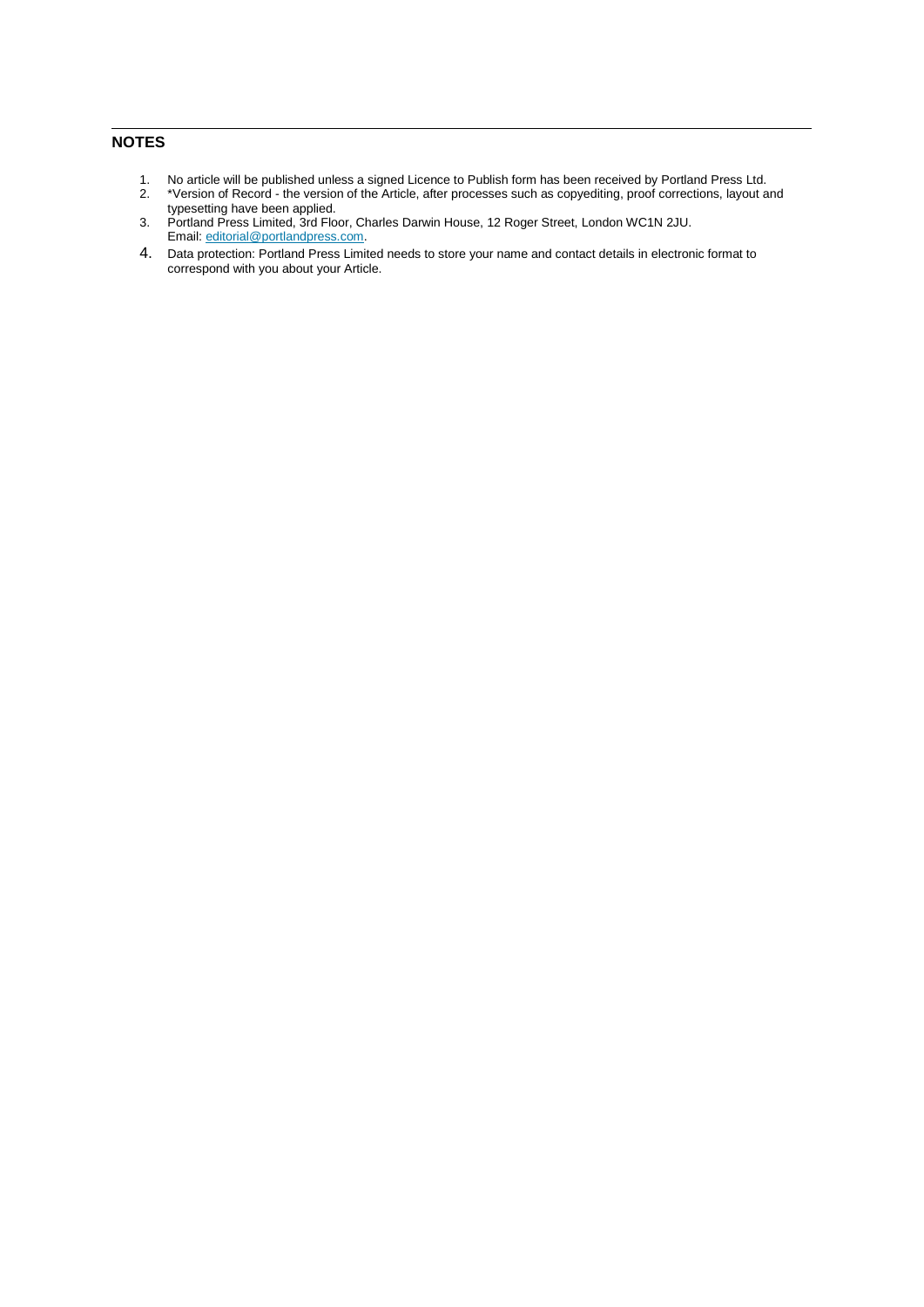## NOTES

1. No article will be published unless a signed Licence to Publish form has been received by Portland Press Ltd.
2. *Version of Record - the version of the Article, after processes such as copyediting, proof corrections, layout and typesetting have been applied.
3. Portland Press Limited, 3rd Floor, Charles Darwin House, 12 Roger Street, London WC1N 2JU. Email: editorial@portlandpress.com.
4. Data protection: Portland Press Limited needs to store your name and contact details in electronic format to correspond with you about your Article.